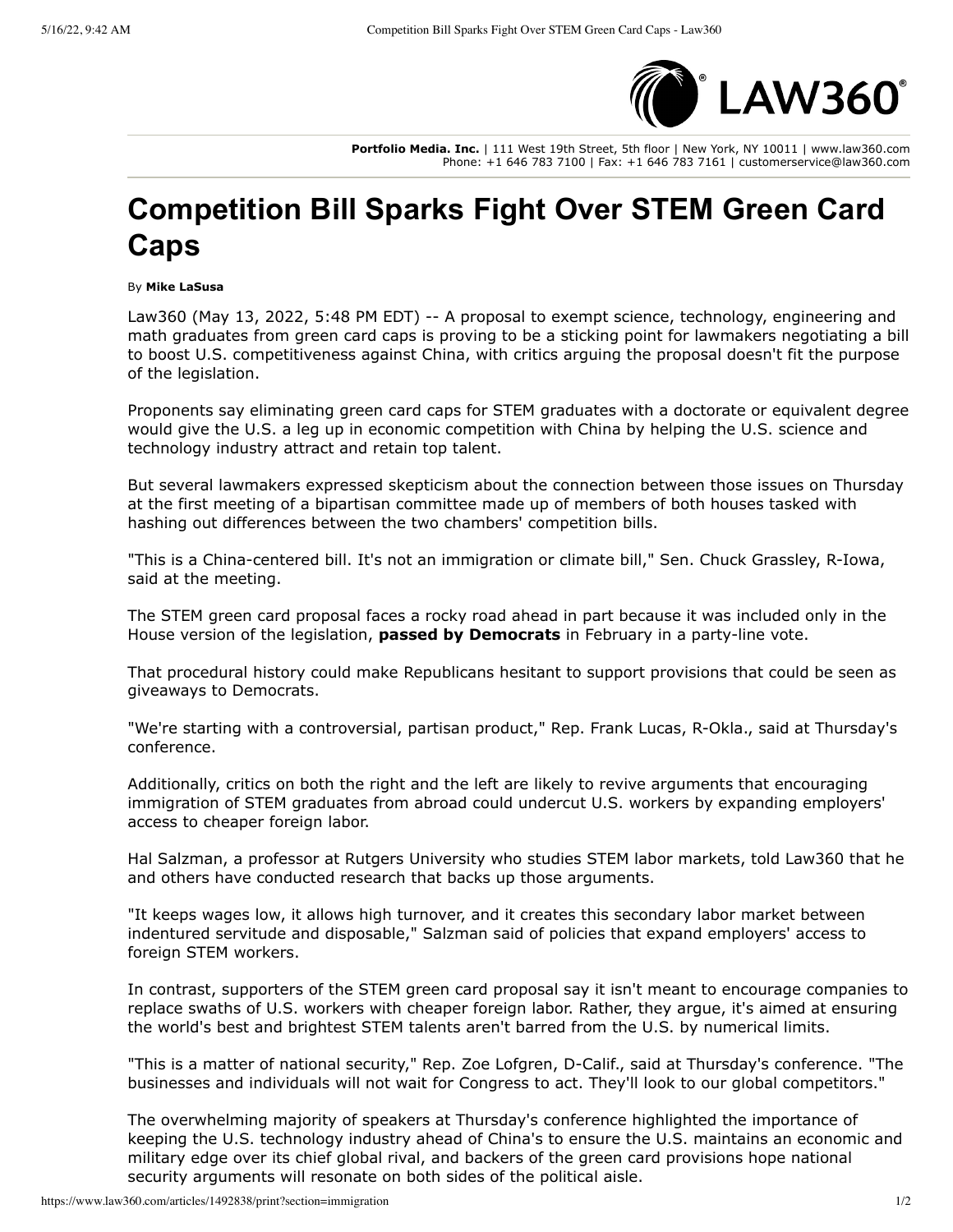Portfolio Media. Inc. | 111 West 19th Street, 5th floor | New York, NY 10011 | www.law360.com
Phone: +1 646 783 7100 | Fax: +1 646 783 7161 | customerservice@law360.com

# Competition Bill Sparks Fight Over STEM Green Card Caps

By **Mike LaSusa**

Law360 (May 13, 2022, 5:48 PM EDT) -- A proposal to exempt science, technology, engineering and math graduates from green card caps is proving to be a sticking point for lawmakers negotiating a bill to boost U.S. competitiveness against China, with critics arguing the proposal doesn't fit the purpose of the legislation.

Proponents say eliminating green card caps for STEM graduates with a doctorate or equivalent degree would give the U.S. a leg up in economic competition with China by helping the U.S. science and technology industry attract and retain top talent.

But several lawmakers expressed skepticism about the connection between those issues on Thursday at the first meeting of a bipartisan committee made up of members of both houses tasked with hashing out differences between the two chambers' competition bills.

"This is a China-centered bill. It's not an immigration or climate bill," Sen. Chuck Grassley, R-Iowa, said at the meeting.

The STEM green card proposal faces a rocky road ahead in part because it was included only in the House version of the legislation, **passed by Democrats** in February in a party-line vote.

That procedural history could make Republicans hesitant to support provisions that could be seen as giveaways to Democrats.

"We're starting with a controversial, partisan product," Rep. Frank Lucas, R-Okla., said at Thursday's conference.

Additionally, critics on both the right and the left are likely to revive arguments that encouraging immigration of STEM graduates from abroad could undercut U.S. workers by expanding employers' access to cheaper foreign labor.

Hal Salzman, a professor at Rutgers University who studies STEM labor markets, told Law360 that he and others have conducted research that backs up those arguments.

"It keeps wages low, it allows high turnover, and it creates this secondary labor market between indentured servitude and disposable," Salzman said of policies that expand employers' access to foreign STEM workers.

In contrast, supporters of the STEM green card proposal say it isn't meant to encourage companies to replace swaths of U.S. workers with cheaper foreign labor. Rather, they argue, it's aimed at ensuring the world's best and brightest STEM talents aren't barred from the U.S. by numerical limits.

"This is a matter of national security," Rep. Zoe Lofgren, D-Calif., said at Thursday's conference. "The businesses and individuals will not wait for Congress to act. They'll look to our global competitors."

The overwhelming majority of speakers at Thursday's conference highlighted the importance of keeping the U.S. technology industry ahead of China's to ensure the U.S. maintains an economic and military edge over its chief global rival, and backers of the green card provisions hope national security arguments will resonate on both sides of the political aisle.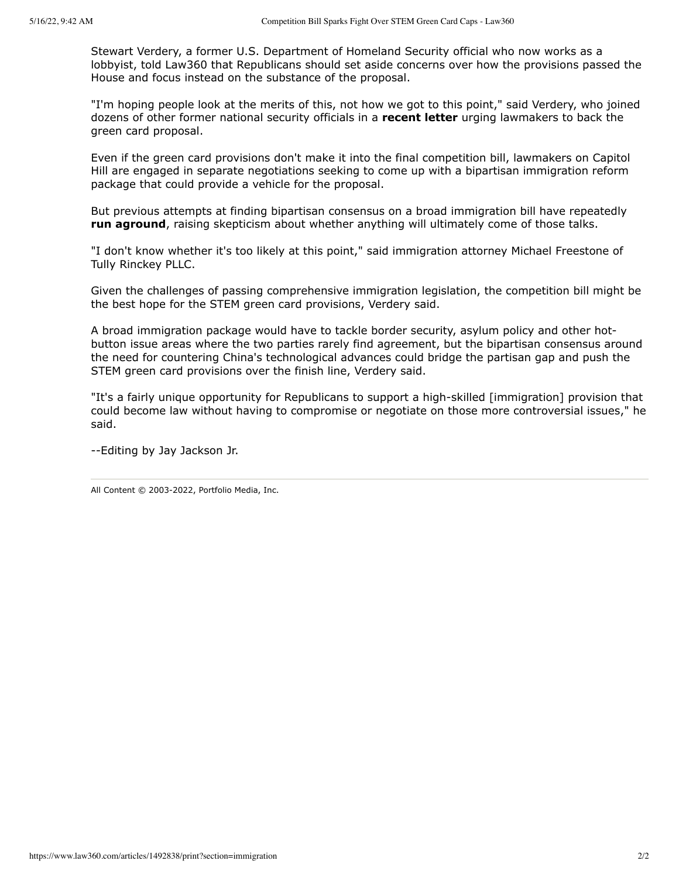Stewart Verdery, a former U.S. Department of Homeland Security official who now works as a lobbyist, told Law360 that Republicans should set aside concerns over how the provisions passed the House and focus instead on the substance of the proposal.

"I'm hoping people look at the merits of this, not how we got to this point," said Verdery, who joined dozens of other former national security officials in a **recent letter** urging lawmakers to back the green card proposal.

Even if the green card provisions don't make it into the final competition bill, lawmakers on Capitol Hill are engaged in separate negotiations seeking to come up with a bipartisan immigration reform package that could provide a vehicle for the proposal.

But previous attempts at finding bipartisan consensus on a broad immigration bill have repeatedly **run aground**, raising skepticism about whether anything will ultimately come of those talks.

"I don't know whether it's too likely at this point," said immigration attorney Michael Freestone of Tully Rinckey PLLC.

Given the challenges of passing comprehensive immigration legislation, the competition bill might be the best hope for the STEM green card provisions, Verdery said.

A broad immigration package would have to tackle border security, asylum policy and other hot-button issue areas where the two parties rarely find agreement, but the bipartisan consensus around the need for countering China's technological advances could bridge the partisan gap and push the STEM green card provisions over the finish line, Verdery said.

"It's a fairly unique opportunity for Republicans to support a high-skilled [immigration] provision that could become law without having to compromise or negotiate on those more controversial issues," he said.

--Editing by Jay Jackson Jr.

---

All Content © 2003-2022, Portfolio Media, Inc.